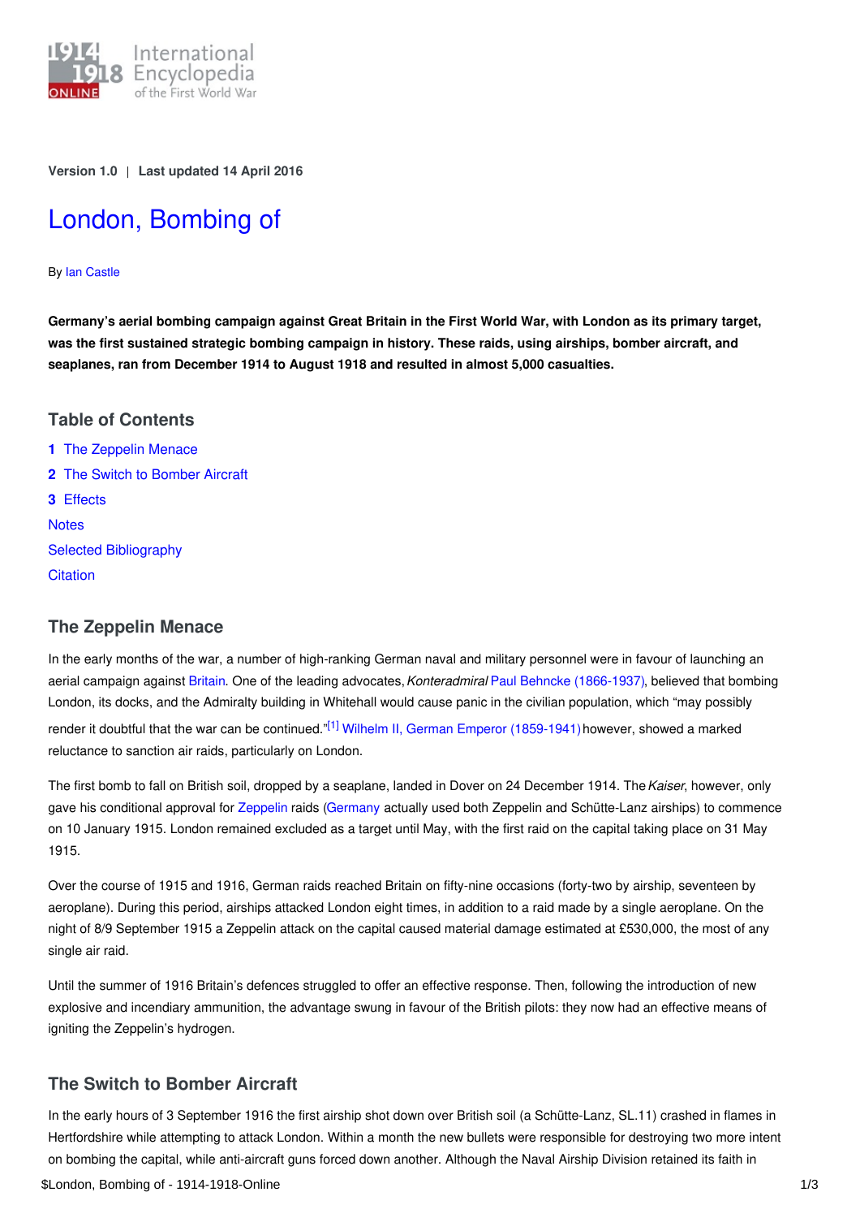Version 1.0 | Last updated 14 April 2016

# London, Bombing of

By Ian Castle

**Germany's aerial bombing campaign against Great Britain in the First World War, with London as its primary target, was the first sustained strategic bombing campaign in history. These raids, using airships, bomber aircraft, and seaplanes, ran from December 1914 to August 1918 and resulted in almost 5,000 casualties.**

## Table of Contents

1. The Zeppelin Menace
2. The Switch to Bomber Aircraft
3. Effects

Notes
Selected Bibliography
Citation

## The Zeppelin Menace

In the early months of the war, a number of high-ranking German naval and military personnel were in favour of launching an aerial campaign against Britain. One of the leading advocates, *Konteradmiral* Paul Behncke (1866-1937), believed that bombing London, its docks, and the Admiralty building in Whitehall would cause panic in the civilian population, which "may possibly render it doubtful that the war can be continued."[1] Wilhelm II, German Emperor (1859-1941) however, showed a marked reluctance to sanction air raids, particularly on London.

The first bomb to fall on British soil, dropped by a seaplane, landed in Dover on 24 December 1914. The *Kaiser*, however, only gave his conditional approval for Zeppelin raids (Germany actually used both Zeppelin and Schütte-Lanz airships) to commence on 10 January 1915. London remained excluded as a target until May, with the first raid on the capital taking place on 31 May 1915.

Over the course of 1915 and 1916, German raids reached Britain on fifty-nine occasions (forty-two by airship, seventeen by aeroplane). During this period, airships attacked London eight times, in addition to a raid made by a single aeroplane. On the night of 8/9 September 1915 a Zeppelin attack on the capital caused material damage estimated at £530,000, the most of any single air raid.

Until the summer of 1916 Britain's defences struggled to offer an effective response. Then, following the introduction of new explosive and incendiary ammunition, the advantage swung in favour of the British pilots: they now had an effective means of igniting the Zeppelin's hydrogen.

## The Switch to Bomber Aircraft

In the early hours of 3 September 1916 the first airship shot down over British soil (a Schütte-Lanz, SL.11) crashed in flames in Hertfordshire while attempting to attack London. Within a month the new bullets were responsible for destroying two more intent on bombing the capital, while anti-aircraft guns forced down another. Although the Naval Airship Division retained its faith in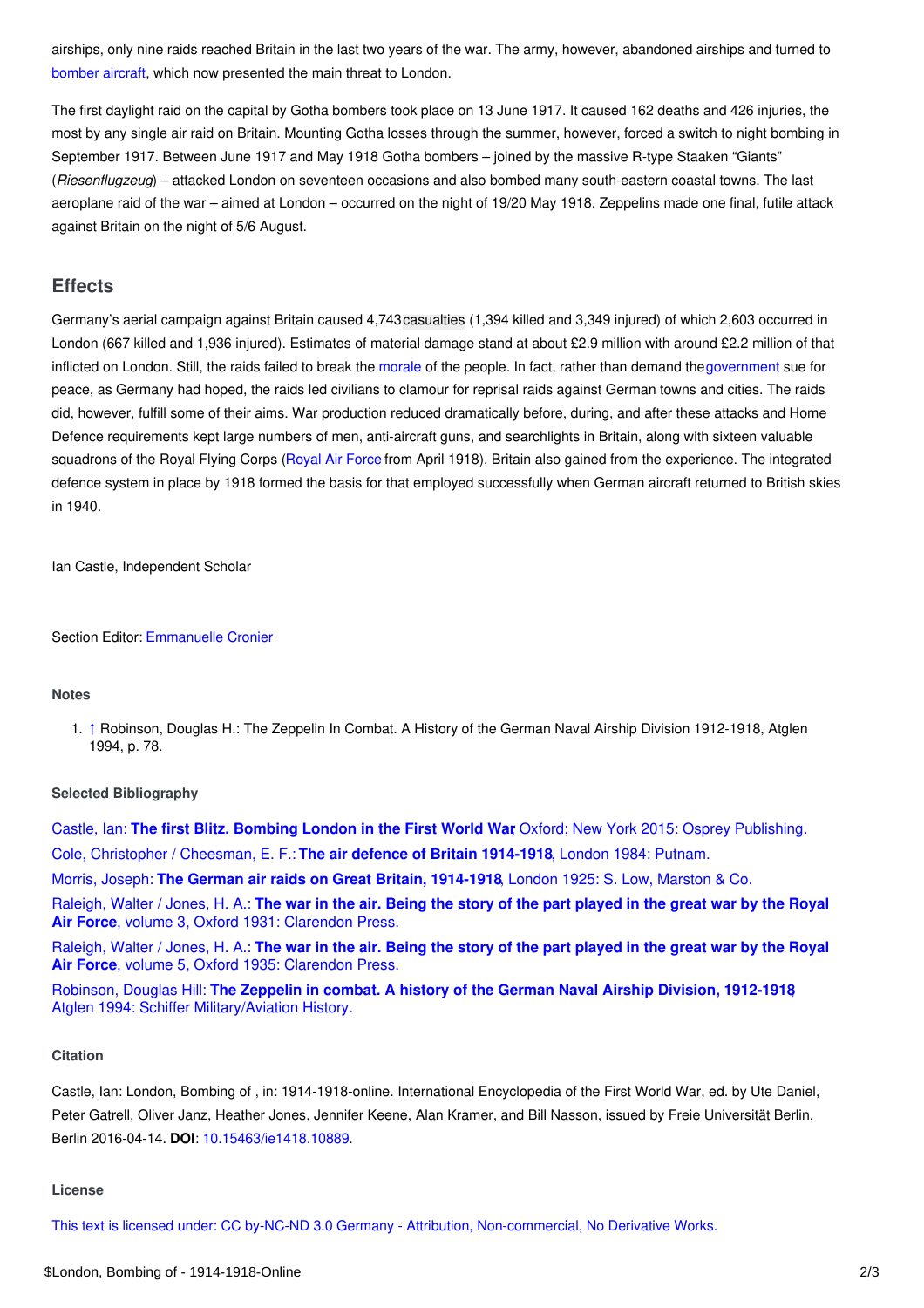airships, only nine raids reached Britain in the last two years of the war. The army, however, abandoned airships and turned to bomber aircraft, which now presented the main threat to London.

The first daylight raid on the capital by Gotha bombers took place on 13 June 1917. It caused 162 deaths and 426 injuries, the most by any single air raid on Britain. Mounting Gotha losses through the summer, however, forced a switch to night bombing in September 1917. Between June 1917 and May 1918 Gotha bombers – joined by the massive R-type Staaken “Giants” (*Riesenflugzeug*) – attacked London on seventeen occasions and also bombed many south-eastern coastal towns. The last aeroplane raid of the war – aimed at London – occurred on the night of 19/20 May 1918. Zeppelins made one final, futile attack against Britain on the night of 5/6 August.

## Effects

Germany’s aerial campaign against Britain caused 4,743 casualties (1,394 killed and 3,349 injured) of which 2,603 occurred in London (667 killed and 1,936 injured). Estimates of material damage stand at about £2.9 million with around £2.2 million of that inflicted on London. Still, the raids failed to break the morale of the people. In fact, rather than demand the government sue for peace, as Germany had hoped, the raids led civilians to clamour for reprisal raids against German towns and cities. The raids did, however, fulfill some of their aims. War production reduced dramatically before, during, and after these attacks and Home Defence requirements kept large numbers of men, anti-aircraft guns, and searchlights in Britain, along with sixteen valuable squadrons of the Royal Flying Corps (Royal Air Force from April 1918). Britain also gained from the experience. The integrated defence system in place by 1918 formed the basis for that employed successfully when German aircraft returned to British skies in 1940.

Ian Castle, Independent Scholar

Section Editor: Emmanuelle Cronier

### Notes

1. ↑ Robinson, Douglas H.: The Zeppelin In Combat. A History of the German Naval Airship Division 1912-1918, Atglen 1994, p. 78.

### Selected Bibliography

Castle, Ian: **The first Blitz. Bombing London in the First World War**, Oxford; New York 2015: Osprey Publishing.

Cole, Christopher / Cheesman, E. F.: **The air defence of Britain 1914-1918**, London 1984: Putnam.

Morris, Joseph: **The German air raids on Great Britain, 1914-1918**, London 1925: S. Low, Marston & Co.

Raleigh, Walter / Jones, H. A.: **The war in the air. Being the story of the part played in the great war by the Royal Air Force**, volume 3, Oxford 1931: Clarendon Press.

Raleigh, Walter / Jones, H. A.: **The war in the air. Being the story of the part played in the great war by the Royal Air Force**, volume 5, Oxford 1935: Clarendon Press.

Robinson, Douglas Hill: **The Zeppelin in combat. A history of the German Naval Airship Division, 1912-1918**, Atglen 1994: Schiffer Military/Aviation History.

### Citation

Castle, Ian: London, Bombing of , in: 1914-1918-online. International Encyclopedia of the First World War, ed. by Ute Daniel, Peter Gatrell, Oliver Janz, Heather Jones, Jennifer Keene, Alan Kramer, and Bill Nasson, issued by Freie Universität Berlin, Berlin 2016-04-14. **DOI**: 10.15463/ie1418.10889.

### License

This text is licensed under: CC by-NC-ND 3.0 Germany - Attribution, Non-commercial, No Derivative Works.